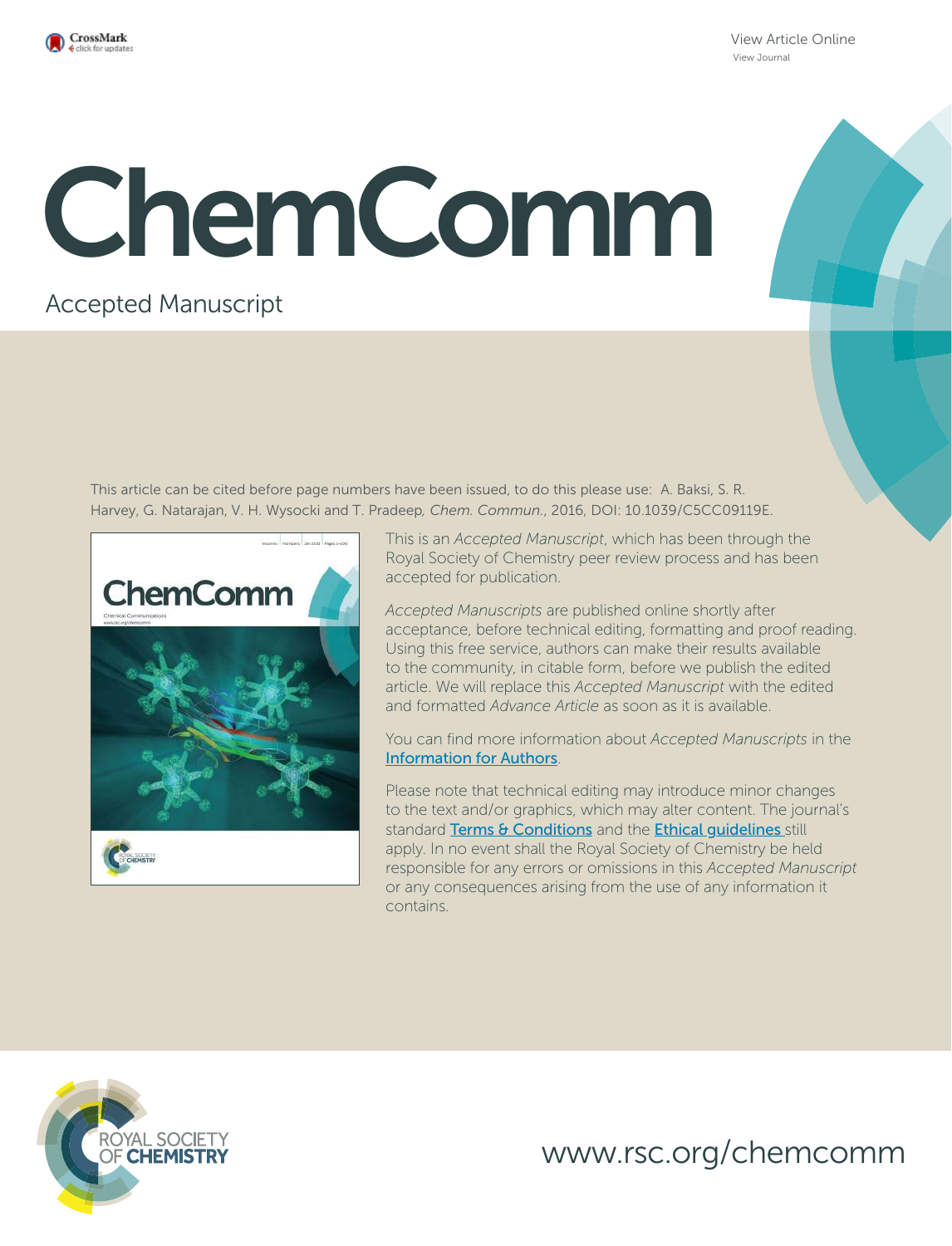View Article Online

View Journal

# ChemComm

Accepted Manuscript

This article can be cited before page numbers have been issued, to do this please use: A. Baksi, S. R. Harvey, G. Natarajan, V. H. Wysocki and T. Pradeep, *Chem. Commun.*, 2016, DOI: 10.1039/C5CC09119E.

This is an *Accepted Manuscript*, which has been through the Royal Society of Chemistry peer review process and has been accepted for publication.

*Accepted Manuscripts* are published online shortly after acceptance, before technical editing, formatting and proof reading. Using this free service, authors can make their results available to the community, in citable form, before we publish the edited article. We will replace this *Accepted Manuscript* with the edited and formatted *Advance Article* as soon as it is available.

You can find more information about *Accepted Manuscripts* in the Information for Authors.

Please note that technical editing may introduce minor changes to the text and/or graphics, which may alter content. The journal's standard Terms & Conditions and the Ethical guidelines still apply. In no event shall the Royal Society of Chemistry be held responsible for any errors or omissions in this *Accepted Manuscript* or any consequences arising from the use of any information it contains.

ROYAL SOCIETY OF CHEMISTRY

www.rsc.org/chemcomm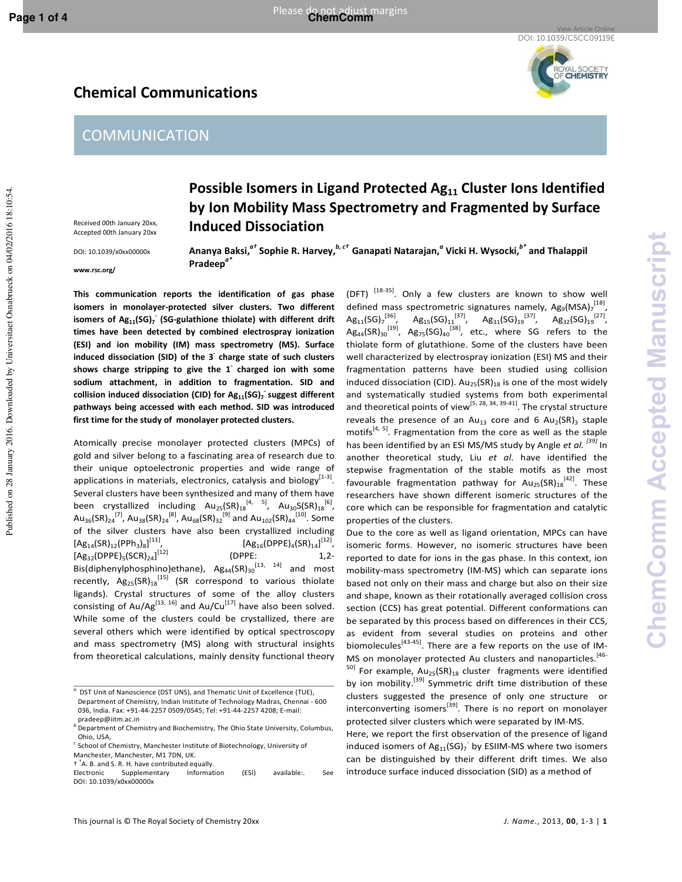# Chemical Communications

## COMMUNICATION

# Possible Isomers in Ligand Protected $Ag_{11}$ Cluster Ions Identified by Ion Mobility Mass Spectrometry and Fragmented by Surface Induced Dissociation

Received 00th January 20xx, Accepted 00th January 20xx

DOI: 10.1039/x0xx00000x

www.rsc.org/

Ananya Baksi,[a†] Sophie R. Harvey,[b, c†] Ganapati Natarajan,[a] Vicki H. Wysocki,[b*] and Thalappil Pradeep[a*]

**This communication reports the identification of gas phase isomers in monolayer-protected silver clusters. Two different isomers of $Ag_{11}(SG)_7^-$ (SG-gulathione thiolate) with different drift times have been detected by combined electrospray ionization (ESI) and ion mobility (IM) mass spectrometry (MS). Surface induced dissociation (SID) of the $3^-$ charge state of such clusters shows charge stripping to give the $1^-$ charged ion with some sodium attachment, in addition to fragmentation. SID and collision induced dissociation (CID) for $Ag_{11}(SG)_7^-$ suggest different pathways being accessed with each method. SID was introduced first time for the study of monolayer protected clusters.**

Atomically precise monolayer protected clusters (MPCs) of gold and silver belong to a fascinating area of research due to their unique optoelectronic properties and wide range of applications in materials, electronics, catalysis and biology[1-3]. Several clusters have been synthesized and many of them have been crystallized including $Au_{25}(SR)_{18}$[4, 5], $Au_{30}S(SR)_{18}$[6], $Au_{36}(SR)_{24}$[7], $Au_{38}(SR)_{24}$[8], $Au_{68}(SR)_{32}$[9] and $Au_{102}(SR)_{44}$[10]. Some of the silver clusters have also been crystallized including $[Ag_{14}(SR)_{12}(PPh_3)_8]$[11], $[Ag_{16}(DPPE)_4(SR)_{14}]$[12], $[Ag_{32}(DPPE)_5(SCR)_{24}]$[12] (DPPE: 1,2-Bis(diphenylphosphino)ethane), $Ag_{44}(SR)_{30}$[13, 14] and most recently, $Ag_{25}(SR)_{18}$[15] (SR correspond to various thiolate ligands). Crystal structures of some of the alloy clusters consisting of Au/Ag[13, 16] and Au/Cu[17] have also been solved. While some of the clusters could be crystallized, there are several others which were identified by optical spectroscopy and mass spectrometry (MS) along with structural insights from theoretical calculations, mainly density functional theory (DFT) [18-35]. Only a few clusters are known to show well defined mass spectrometric signatures namely, $Ag_9(MSA)_7$[18], $Ag_{11}(SG)_7$[36], $Ag_{15}(SG)_{11}$[37], $Ag_{31}(SG)_{19}$[37], $Ag_{32}(SG)_{19}$[27], $Ag_{44}(SR)_{30}$[19], $Ag_{75}(SG)_{40}$[38], etc., where SG refers to the thiolate form of glutathione. Some of the clusters have been well characterized by electrospray ionization (ESI) MS and their fragmentation patterns have been studied using collision induced dissociation (CID). $Au_{25}(SR)_{18}$ is one of the most widely and systematically studied systems from both experimental and theoretical points of view[5, 28, 34, 39-41]. The crystal structure reveals the presence of an $Au_{13}$ core and 6 $Au_2(SR)_3$ staple motifs[4, 5]. Fragmentation from the core as well as the staple has been identified by an ESI MS/MS study by Angle *et al.* [39] In another theoretical study, Liu *et al.* have identified the stepwise fragmentation of the stable motifs as the most favourable fragmentation pathway for $Au_{25}(SR)_{18}$[42]. These researchers have shown different isomeric structures of the core which can be responsible for fragmentation and catalytic properties of the clusters.

Due to the core as well as ligand orientation, MPCs can have isomeric forms. However, no isomeric structures have been reported to date for ions in the gas phase. In this context, ion mobility-mass spectrometry (IM-MS) which can separate ions based not only on their mass and charge but also on their size and shape, known as their rotationally averaged collision cross section (CCS) has great potential. Different conformations can be separated by this process based on differences in their CCS, as evident from several studies on proteins and other biomolecules[43-45]. There are a few reports on the use of IM-MS on monolayer protected Au clusters and nanoparticles.[46-50] For example, $Au_{25}(SR)_{18}$ cluster fragments were identified by ion mobility.[39] Symmetric drift time distribution of these clusters suggested the presence of only one structure or interconverting isomers[39]. There is no report on monolayer protected silver clusters which were separated by IM-MS.

Here, we report the first observation of the presence of ligand induced isomers of $Ag_{11}(SG)_7^-$ by ESIIM-MS where two isomers can be distinguished by their different drift times. We also introduce surface induced dissociation (SID) as a method of

---

[a] DST Unit of Nanoscience (DST UNS), and Thematic Unit of Excellence (TUE), Department of Chemistry, Indian Institute of Technology Madras, Chennai - 600 036, India. Fax: +91-44-2257 0509/0545; Tel: +91-44-2257 4208; E-mail: pradeep@iitm.ac.in

[b] Department of Chemistry and Biochemistry, The Ohio State University, Columbus, Ohio, USA,

[c] School of Chemistry, Manchester Institute of Biotechnology, University of Manchester, Manchester, M1 7DN, UK.

† A. B. and S. R. H. have contributed equally.

Electronic Supplementary Information (ESI) available:. See DOI: 10.1039/x0xx00000x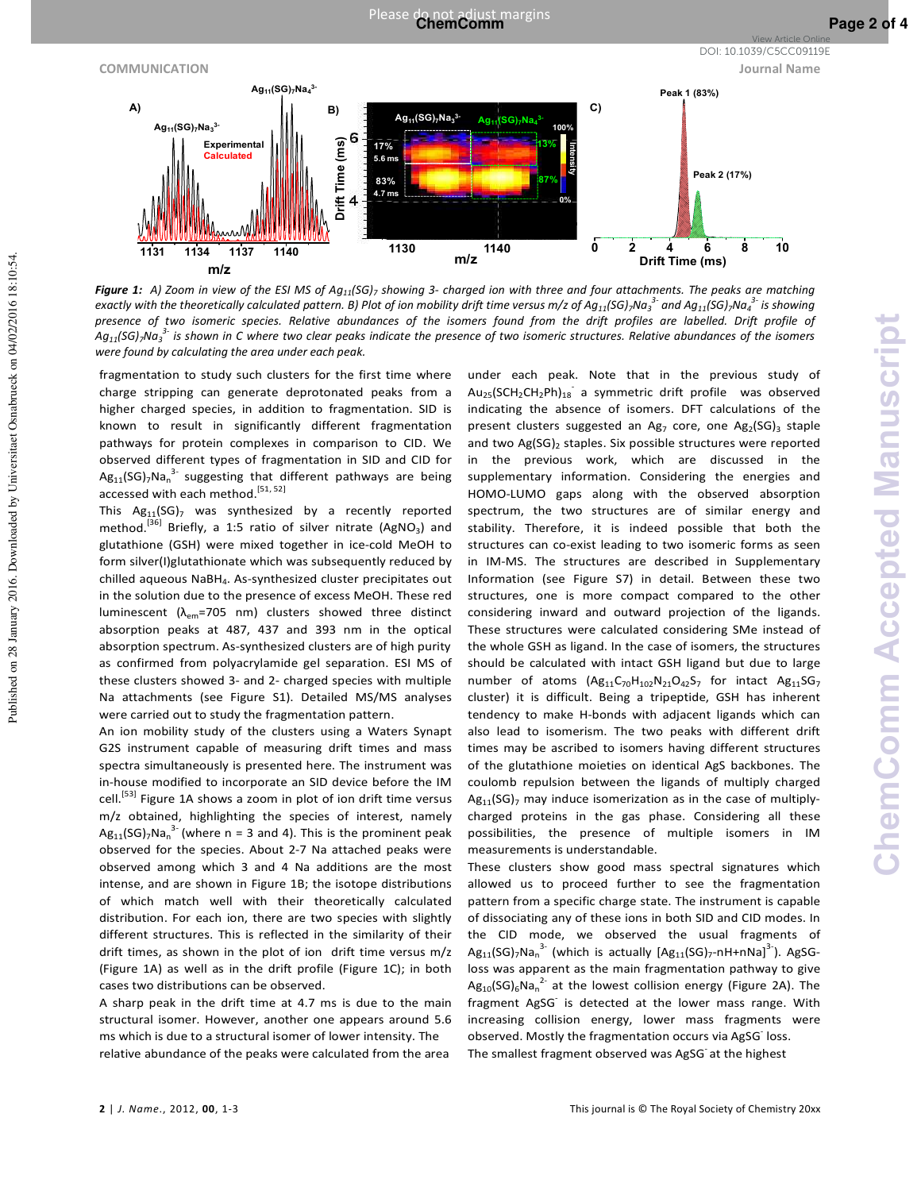**Figure 1:** *A) Zoom in view of the ESI MS of $Ag_{11}(SG)_7$ showing 3- charged ion with three and four attachments. The peaks are matching exactly with the theoretically calculated pattern. B) Plot of ion mobility drift time versus m/z of $Ag_{11}(SG)_7Na_3^{3-}$ and $Ag_{11}(SG)_7Na_4^{3-}$ is showing presence of two isomeric species. Relative abundances of the isomers found from the drift profiles are labelled. Drift profile of $Ag_{11}(SG)_7Na_3^{3-}$ is shown in C where two clear peaks indicate the presence of two isomeric structures. Relative abundances of the isomers were found by calculating the area under each peak.*

fragmentation to study such clusters for the first time where charge stripping can generate deprotonated peaks from a higher charged species, in addition to fragmentation. SID is known to result in significantly different fragmentation pathways for protein complexes in comparison to CID. We observed different types of fragmentation in SID and CID for $Ag_{11}(SG)_7Na_n^{3-}$ suggesting that different pathways are being accessed with each method.[51, 52]

This $Ag_{11}(SG)_7$ was synthesized by a recently reported method.[36] Briefly, a 1:5 ratio of silver nitrate ($AgNO_3$) and glutathione (GSH) were mixed together in ice-cold MeOH to form silver(I)glutathionate which was subsequently reduced by chilled aqueous $NaBH_4$. As-synthesized cluster precipitates out in the solution due to the presence of excess MeOH. These red luminescent ($\lambda_{em}$=705 nm) clusters showed three distinct absorption peaks at 487, 437 and 393 nm in the optical absorption spectrum. As-synthesized clusters are of high purity as confirmed from polyacrylamide gel separation. ESI MS of these clusters showed 3- and 2- charged species with multiple Na attachments (see Figure S1). Detailed MS/MS analyses were carried out to study the fragmentation pattern.

An ion mobility study of the clusters using a Waters Synapt G2S instrument capable of measuring drift times and mass spectra simultaneously is presented here. The instrument was in-house modified to incorporate an SID device before the IM cell.[53] Figure 1A shows a zoom in plot of ion drift time versus m/z obtained, highlighting the species of interest, namely $Ag_{11}(SG)_7Na_n^{3-}$ (where n = 3 and 4). This is the prominent peak observed for the species. About 2-7 Na attached peaks were observed among which 3 and 4 Na additions are the most intense, and are shown in Figure 1B; the isotope distributions of which match well with their theoretically calculated distribution. For each ion, there are two species with slightly different structures. This is reflected in the similarity of their drift times, as shown in the plot of ion drift time versus m/z (Figure 1A) as well as in the drift profile (Figure 1C); in both cases two distributions can be observed.

A sharp peak in the drift time at 4.7 ms is due to the main structural isomer. However, another one appears around 5.6 ms which is due to a structural isomer of lower intensity. The relative abundance of the peaks were calculated from the area under each peak. Note that in the previous study of $Au_{25}(SCH_2CH_2Ph)_{18}^-$ a symmetric drift profile was observed indicating the absence of isomers. DFT calculations of the present clusters suggested an $Ag_7$ core, one $Ag_2(SG)_3$ staple and two $Ag(SG)_2$ staples. Six possible structures were reported in the previous work, which are discussed in the supplementary information. Considering the energies and HOMO-LUMO gaps along with the observed absorption spectrum, the two structures are of similar energy and stability. Therefore, it is indeed possible that both the structures can co-exist leading to two isomeric forms as seen in IM-MS. The structures are described in Supplementary Information (see Figure S7) in detail. Between these two structures, one is more compact compared to the other considering inward and outward projection of the ligands. These structures were calculated considering SMe instead of the whole GSH as ligand. In the case of isomers, the structures should be calculated with intact GSH ligand but due to large number of atoms ($Ag_{11}C_{70}H_{102}N_{21}O_{42}S_7$ for intact $Ag_{11}SG_7$ cluster) it is difficult. Being a tripeptide, GSH has inherent tendency to make H-bonds with adjacent ligands which can also lead to isomerism. The two peaks with different drift times may be ascribed to isomers having different structures of the glutathione moieties on identical AgS backbones. The coulomb repulsion between the ligands of multiply charged $Ag_{11}(SG)_7$ may induce isomerization as in the case of multiply-charged proteins in the gas phase. Considering all these possibilities, the presence of multiple isomers in IM measurements is understandable.

These clusters show good mass spectral signatures which allowed us to proceed further to see the fragmentation pattern from a specific charge state. The instrument is capable of dissociating any of these ions in both SID and CID modes. In the CID mode, we observed the usual fragments of $Ag_{11}(SG)_7Na_n^{3-}$ (which is actually $[Ag_{11}(SG)_7\text{-}nH\text{+}nNa]^{3-}$). AgSG-loss was apparent as the main fragmentation pathway to give $Ag_{10}(SG)_6Na_n^{2-}$ at the lowest collision energy (Figure 2A). The fragment $AgSG^-$ is detected at the lower mass range. With increasing collision energy, lower mass fragments were observed. Mostly the fragmentation occurs via $AgSG^-$ loss.

The smallest fragment observed was $AgSG^-$ at the highest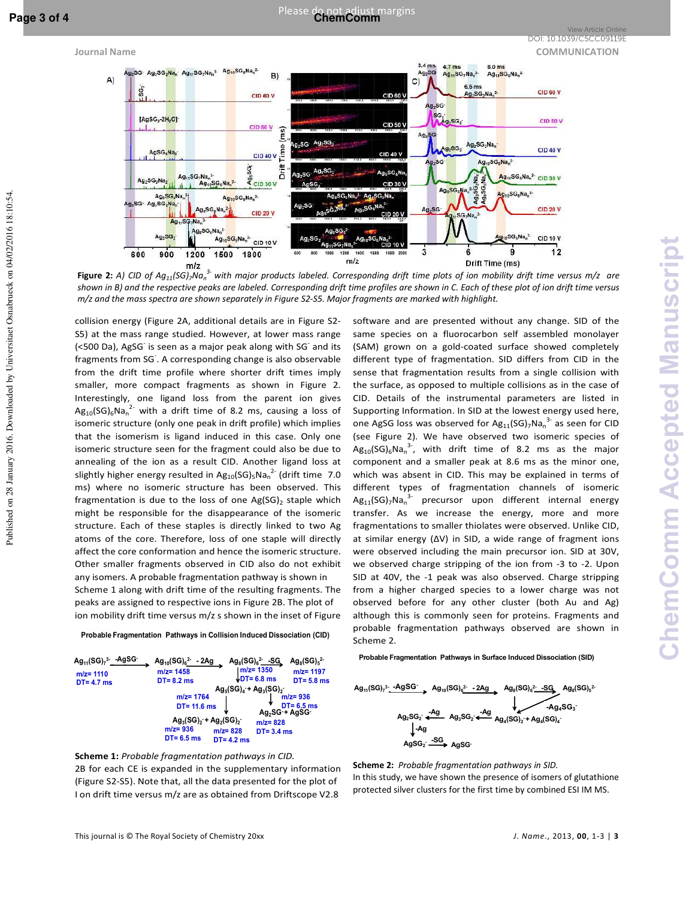**Figure 2:** *A) CID of $Ag_{11}(SG)_7Na_n^{3-}$ with major products labeled. Corresponding drift time plots of ion mobility drift time versus m/z are shown in B) and the respective peaks are labeled. Corresponding drift time profiles are shown in C. Each of these plot of ion drift time versus m/z and the mass spectra are shown separately in Figure S2-S5. Major fragments are marked with highlight.*

collision energy (Figure 2A, additional details are in Figure S2-S5) at the mass range studied. However, at lower mass range (<500 Da), $AgSG^-$ is seen as a major peak along with $SG^-$ and its fragments from $SG^-$. A corresponding change is also observable from the drift time profile where shorter drift times imply smaller, more compact fragments as shown in Figure 2. Interestingly, one ligand loss from the parent ion gives $Ag_{10}(SG)_6Na_n^{2-}$ with a drift time of 8.2 ms, causing a loss of isomeric structure (only one peak in drift profile) which implies that the isomerism is ligand induced in this case. Only one isomeric structure seen for the fragment could also be due to annealing of the ion as a result CID. Another ligand loss at slightly higher energy resulted in $Ag_{10}(SG)_5Na_n^{2-}$ (drift time 7.0 ms) where no isomeric structure has been observed. This fragmentation is due to the loss of one $Ag(SG)_2$ staple which might be responsible for the disappearance of the isomeric structure. Each of these staples is directly linked to two Ag atoms of the core. Therefore, loss of one staple will directly affect the core conformation and hence the isomeric structure. Other smaller fragments observed in CID also do not exhibit any isomers. A probable fragmentation pathway is shown in Scheme 1 along with drift time of the resulting fragments. The peaks are assigned to respective ions in Figure 2B. The plot of ion mobility drift time versus m/z s shown in the inset of Figure 2B for each CE is expanded in the supplementary information (Figure S2-S5). Note that, all the data presented for the plot of I on drift time versus m/z are as obtained from Driftscope V2.8 software and are presented without any change. SID of the same species on a fluorocarbon self assembled monolayer (SAM) grown on a gold-coated surface showed completely different type of fragmentation. SID differs from CID in the sense that fragmentation results from a single collision with the surface, as opposed to multiple collisions as in the case of CID. Details of the instrumental parameters are listed in Supporting Information. In SID at the lowest energy used here, one AgSG loss was observed for $Ag_{11}(SG)_7Na_n^{3-}$ as seen for CID (see Figure 2). We have observed two isomeric species of $Ag_{10}(SG)_6Na_n^{3-}$, with drift time of 8.2 ms as the major component and a smaller peak at 8.6 ms as the minor one, which was absent in CID. This may be explained in terms of different types of fragmentation channels of isomeric $Ag_{11}(SG)_7Na_n^{3-}$ precursor upon different internal energy transfer. As we increase the energy, more and more fragmentations to smaller thiolates were observed. Unlike CID, at similar energy (ΔV) in SID, a wide range of fragment ions were observed including the main precursor ion. SID at 30V, we observed charge stripping of the ion from -3 to -2. Upon SID at 40V, the -1 peak was also observed. Charge stripping from a higher charged species to a lower charge was not observed before for any other cluster (both Au and Ag) although this is commonly seen for proteins. Fragments and probable fragmentation pathways observed are shown in Scheme 2.

**Probable Fragmentation Pathways in Collision Induced Dissociation (CID)**

$Ag_{11}(SG)_7^{3-}$ (m/z= 1110, DT= 4.7 ms) $\xrightarrow{-AgSG^-}$ $Ag_{10}(SG)_6^{2-}$ (m/z= 1458, DT= 8.2 ms) $\xrightarrow{-2Ag}$ $Ag_8(SG)_6^{2-}$ (m/z= 1350, DT= 6.8 ms) $\xrightarrow{-SG}$ $Ag_8(SG)_5^{2-}$ (m/z= 1197, DT= 5.8 ms)

$Ag_8(SG)_6^{2-}$ → $Ag_5(SG)_4^-$ (m/z= 1764, DT= 11.6 ms) + $Ag_3(SG)_2^-$ (m/z= 936, DT= 6.5 ms)

$Ag_5(SG)_4^-$ → $Ag_3(SG)_2^-$ (m/z= 936, DT= 6.5 ms) + $Ag_2(SG)_2^-$ (m/z= 828, DT= 4.2 ms)

$Ag_3(SG)_2^-$ → $Ag_2SG^-$ (m/z= 828) + $AgSG^-$ (DT= 3.4 ms)

**Scheme 1:** *Probable fragmentation pathways in CID.*

**Probable Fragmentation Pathways in Surface Induced Dissociation (SID)**

$Ag_{11}(SG)_7^{3-}$ $\xrightarrow{-AgSG^-}$ $Ag_{10}(SG)_6^{2-}$ $\xrightarrow{-2Ag}$ $Ag_8(SG)_6^{2-}$ $\xrightarrow{-SG}$ $Ag_8(SG)_5^{2-}$

$Ag_8(SG)_6^{2-}$ $\xrightarrow{-Ag_4SG_3^-}$ $Ag_4(SG)_2^-$ + $Ag_4(SG)_4^-$

$Ag_4(SG)_2^-$ $\xrightarrow{-Ag}$ $Ag_3SG_2^-$ $\xrightarrow{-Ag}$ $Ag_2SG_2^-$ $\xrightarrow{-Ag}$ $AgSG_2^-$ $\xrightarrow{-SG}$ $AgSG^-$

**Scheme 2:** *Probable fragmentation pathways in SID.*

In this study, we have shown the presence of isomers of glutathione protected silver clusters for the first time by combined ESI IM MS.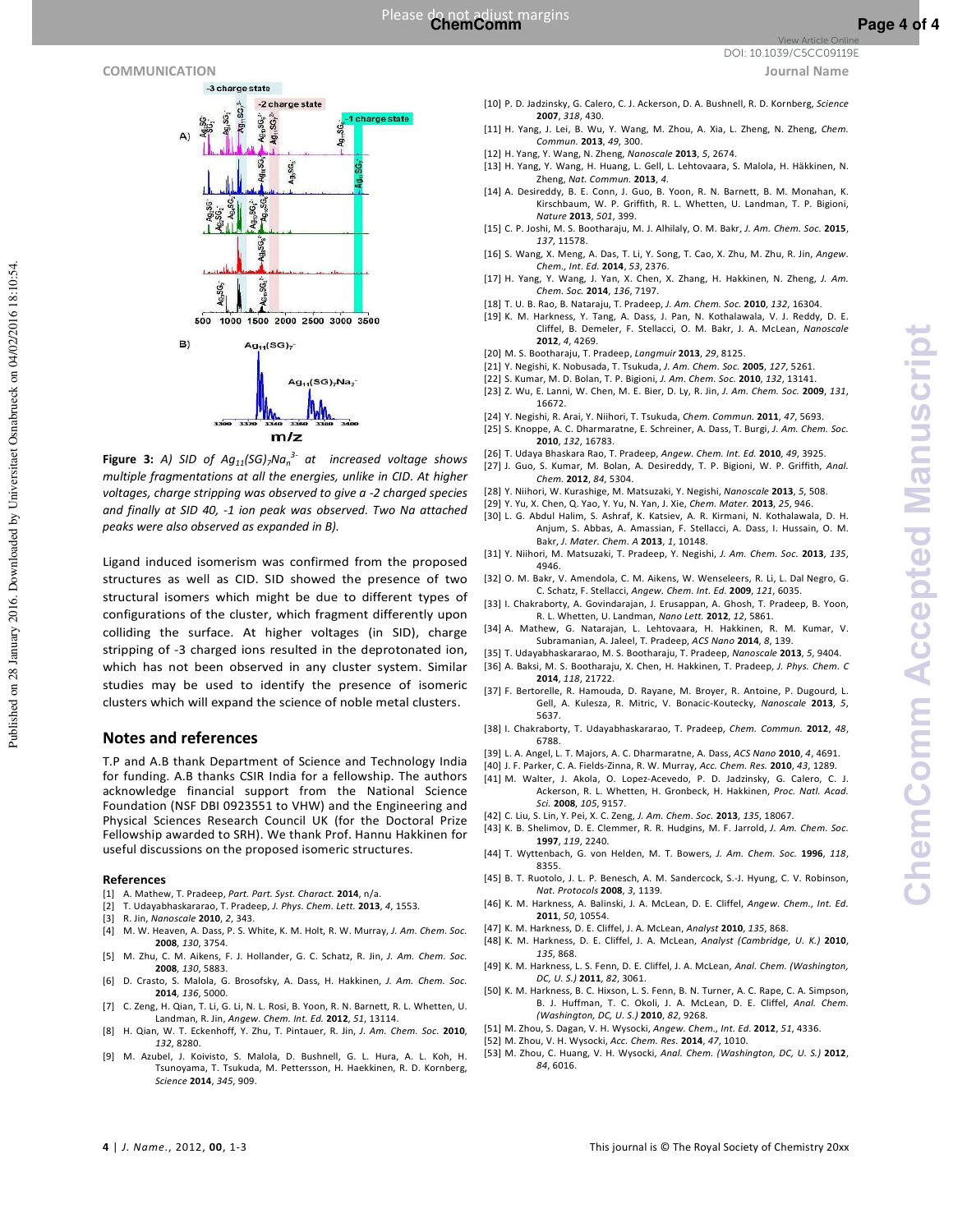-3 charge state
-2 charge state
-1 charge state
A)
B)
500 1000 1500 2000 2500 3000 3500
$Ag_{11}(SG)_7^-$
$Ag_{11}(SG)_7Na_2^-$
3300 3320 3340 3360 3380 3400
m/z

**Figure 3:** *A) SID of $Ag_{11}(SG)_7Na_n^{3-}$ at increased voltage shows multiple fragmentations at all the energies, unlike in CID. At higher voltages, charge stripping was observed to give a -2 charged species and finally at SID 40, -1 ion peak was observed. Two Na attached peaks were also observed as expanded in B).*

Ligand induced isomerism was confirmed from the proposed structures as well as CID. SID showed the presence of two structural isomers which might be due to different types of configurations of the cluster, which fragment differently upon colliding the surface. At higher voltages (in SID), charge stripping of -3 charged ions resulted in the deprotonated ion, which has not been observed in any cluster system. Similar studies may be used to identify the presence of isomeric clusters which will expand the science of noble metal clusters.

## Notes and references

T.P and A.B thank Department of Science and Technology India for funding. A.B thanks CSIR India for a fellowship. The authors acknowledge financial support from the National Science Foundation (NSF DBI 0923551 to VHW) and the Engineering and Physical Sciences Research Council UK (for the Doctoral Prize Fellowship awarded to SRH). We thank Prof. Hannu Hakkinen for useful discussions on the proposed isomeric structures.

### References

[1] A. Mathew, T. Pradeep, *Part. Part. Syst. Charact.* **2014**, n/a.
[2] T. Udayabhaskararao, T. Pradeep, *J. Phys. Chem. Lett.* **2013**, *4*, 1553.
[3] R. Jin, *Nanoscale* **2010**, *2*, 343.
[4] M. W. Heaven, A. Dass, P. S. White, K. M. Holt, R. W. Murray, *J. Am. Chem. Soc.* **2008**, *130*, 3754.
[5] M. Zhu, C. M. Aikens, F. J. Hollander, G. C. Schatz, R. Jin, *J. Am. Chem. Soc.* **2008**, *130*, 5883.
[6] D. Crasto, S. Malola, G. Brosofsky, A. Dass, H. Hakkinen, *J. Am. Chem. Soc.* **2014**, *136*, 5000.
[7] C. Zeng, H. Qian, T. Li, G. Li, N. L. Rosi, B. Yoon, R. N. Barnett, R. L. Whetten, U. Landman, R. Jin, *Angew. Chem. Int. Ed.* **2012**, *51*, 13114.
[8] H. Qian, W. T. Eckenhoff, Y. Zhu, T. Pintauer, R. Jin, *J. Am. Chem. Soc.* **2010**, *132*, 8280.
[9] M. Azubel, J. Koivisto, S. Malola, D. Bushnell, G. L. Hura, A. L. Koh, H. Tsunoyama, T. Tsukuda, M. Pettersson, H. Haekkinen, R. D. Kornberg, *Science* **2014**, *345*, 909.
[10] P. D. Jadzinsky, G. Calero, C. J. Ackerson, D. A. Bushnell, R. D. Kornberg, *Science* **2007**, *318*, 430.
[11] H. Yang, J. Lei, B. Wu, Y. Wang, M. Zhou, A. Xia, L. Zheng, N. Zheng, *Chem. Commun.* **2013**, *49*, 300.
[12] H. Yang, Y. Wang, N. Zheng, *Nanoscale* **2013**, *5*, 2674.
[13] H. Yang, Y. Wang, H. Huang, L. Gell, L. Lehtovaara, S. Malola, H. Häkkinen, N. Zheng, *Nat. Commun.* **2013**, *4*.
[14] A. Desireddy, B. E. Conn, J. Guo, B. Yoon, R. N. Barnett, B. M. Monahan, K. Kirschbaum, W. P. Griffith, R. L. Whetten, U. Landman, T. P. Bigioni, *Nature* **2013**, *501*, 399.
[15] C. P. Joshi, M. S. Bootharaju, M. J. Alhilaly, O. M. Bakr, *J. Am. Chem. Soc.* **2015**, *137*, 11578.
[16] S. Wang, X. Meng, A. Das, T. Li, Y. Song, T. Cao, X. Zhu, M. Zhu, R. Jin, *Angew. Chem., Int. Ed.* **2014**, *53*, 2376.
[17] H. Yang, Y. Wang, J. Yan, X. Chen, X. Zhang, H. Hakkinen, N. Zheng, *J. Am. Chem. Soc.* **2014**, *136*, 7197.
[18] T. U. B. Rao, B. Nataraju, T. Pradeep, *J. Am. Chem. Soc.* **2010**, *132*, 16304.
[19] K. M. Harkness, Y. Tang, A. Dass, J. Pan, N. Kothalawala, V. J. Reddy, D. E. Cliffel, B. Demeler, F. Stellacci, O. M. Bakr, J. A. McLean, *Nanoscale* **2012**, *4*, 4269.
[20] M. S. Bootharaju, T. Pradeep, *Langmuir* **2013**, *29*, 8125.
[21] Y. Negishi, K. Nobusada, T. Tsukuda, *J. Am. Chem. Soc.* **2005**, *127*, 5261.
[22] S. Kumar, M. D. Bolan, T. P. Bigioni, *J. Am. Chem. Soc.* **2010**, *132*, 13141.
[23] Z. Wu, E. Lanni, W. Chen, M. E. Bier, D. Ly, R. Jin, *J. Am. Chem. Soc.* **2009**, *131*, 16672.
[24] Y. Negishi, R. Arai, Y. Niihori, T. Tsukuda, *Chem. Commun.* **2011**, *47*, 5693.
[25] S. Knoppe, A. C. Dharmaratne, E. Schreiner, A. Dass, T. Burgi, *J. Am. Chem. Soc.* **2010**, *132*, 16783.
[26] T. Udaya Bhaskara Rao, T. Pradeep, *Angew. Chem. Int. Ed.* **2010**, *49*, 3925.
[27] J. Guo, S. Kumar, M. Bolan, A. Desireddy, T. P. Bigioni, W. P. Griffith, *Anal. Chem.* **2012**, *84*, 5304.
[28] Y. Niihori, W. Kurashige, M. Matsuzaki, Y. Negishi, *Nanoscale* **2013**, *5*, 508.
[29] Y. Yu, X. Chen, Q. Yao, Y. Yu, N. Yan, J. Xie, *Chem. Mater.* **2013**, *25*, 946.
[30] L. G. Abdul Halim, S. Ashraf, K. Katsiev, A. R. Kirmani, N. Kothalawala, D. H. Anjum, S. Abbas, A. Amassian, F. Stellacci, A. Dass, I. Hussain, O. M. Bakr, *J. Mater. Chem. A* **2013**, *1*, 10148.
[31] Y. Niihori, M. Matsuzaki, T. Pradeep, Y. Negishi, *J. Am. Chem. Soc.* **2013**, *135*, 4946.
[32] O. M. Bakr, V. Amendola, C. M. Aikens, W. Wenseleers, R. Li, L. Dal Negro, G. C. Schatz, F. Stellacci, *Angew. Chem. Int. Ed.* **2009**, *121*, 6035.
[33] I. Chakraborty, A. Govindarajan, J. Erusappan, A. Ghosh, T. Pradeep, B. Yoon, R. L. Whetten, U. Landman, *Nano Lett.* **2012**, *12*, 5861.
[34] A. Mathew, G. Natarajan, L. Lehtovaara, H. Hakkinen, R. M. Kumar, V. Subramanian, A. Jaleel, T. Pradeep, *ACS Nano* **2014**, *8*, 139.
[35] T. Udayabhaskararao, M. S. Bootharaju, T. Pradeep, *Nanoscale* **2013**, *5*, 9404.
[36] A. Baksi, M. S. Bootharaju, X. Chen, H. Hakkinen, T. Pradeep, *J. Phys. Chem. C* **2014**, *118*, 21722.
[37] F. Bertorelle, R. Hamouda, D. Rayane, M. Broyer, R. Antoine, P. Dugourd, L. Gell, A. Kulesza, R. Mitric, V. Bonacic-Koutecky, *Nanoscale* **2013**, *5*, 5637.
[38] I. Chakraborty, T. Udayabhaskararao, T. Pradeep, *Chem. Commun.* **2012**, *48*, 6788.
[39] L. A. Angel, L. T. Majors, A. C. Dharmaratne, A. Dass, *ACS Nano* **2010**, *4*, 4691.
[40] J. F. Parker, C. A. Fields-Zinna, R. W. Murray, *Acc. Chem. Res.* **2010**, *43*, 1289.
[41] M. Walter, J. Akola, O. Lopez-Acevedo, P. D. Jadzinsky, G. Calero, C. J. Ackerson, R. L. Whetten, H. Gronbeck, H. Hakkinen, *Proc. Natl. Acad. Sci.* **2008**, *105*, 9157.
[42] C. Liu, S. Lin, Y. Pei, X. C. Zeng, *J. Am. Chem. Soc.* **2013**, *135*, 18067.
[43] K. B. Shelimov, D. E. Clemmer, R. R. Hudgins, M. F. Jarrold, *J. Am. Chem. Soc.* **1997**, *119*, 2240.
[44] T. Wyttenbach, G. von Helden, M. T. Bowers, *J. Am. Chem. Soc.* **1996**, *118*, 8355.
[45] B. T. Ruotolo, J. L. P. Benesch, A. M. Sandercock, S.-J. Hyung, C. V. Robinson, *Nat. Protocols* **2008**, *3*, 1139.
[46] K. M. Harkness, A. Balinski, J. A. McLean, D. E. Cliffel, *Angew. Chem., Int. Ed.* **2011**, *50*, 10554.
[47] K. M. Harkness, D. E. Cliffel, J. A. McLean, *Analyst* **2010**, *135*, 868.
[48] K. M. Harkness, D. E. Cliffel, J. A. McLean, *Analyst (Cambridge, U. K.)* **2010**, *135*, 868.
[49] K. M. Harkness, L. S. Fenn, D. E. Cliffel, J. A. McLean, *Anal. Chem. (Washington, DC, U. S.)* **2011**, *82*, 3061.
[50] K. M. Harkness, B. C. Hixson, L. S. Fenn, B. N. Turner, A. C. Rape, C. A. Simpson, B. J. Huffman, T. C. Okoli, J. A. McLean, D. E. Cliffel, *Anal. Chem. (Washington, DC, U. S.)* **2010**, *82*, 9268.
[51] M. Zhou, S. Dagan, V. H. Wysocki, *Angew. Chem., Int. Ed.* **2012**, *51*, 4336.
[52] M. Zhou, V. H. Wysocki, *Acc. Chem. Res.* **2014**, *47*, 1010.
[53] M. Zhou, C. Huang, V. H. Wysocki, *Anal. Chem. (Washington, DC, U. S.)* **2012**, *84*, 6016.